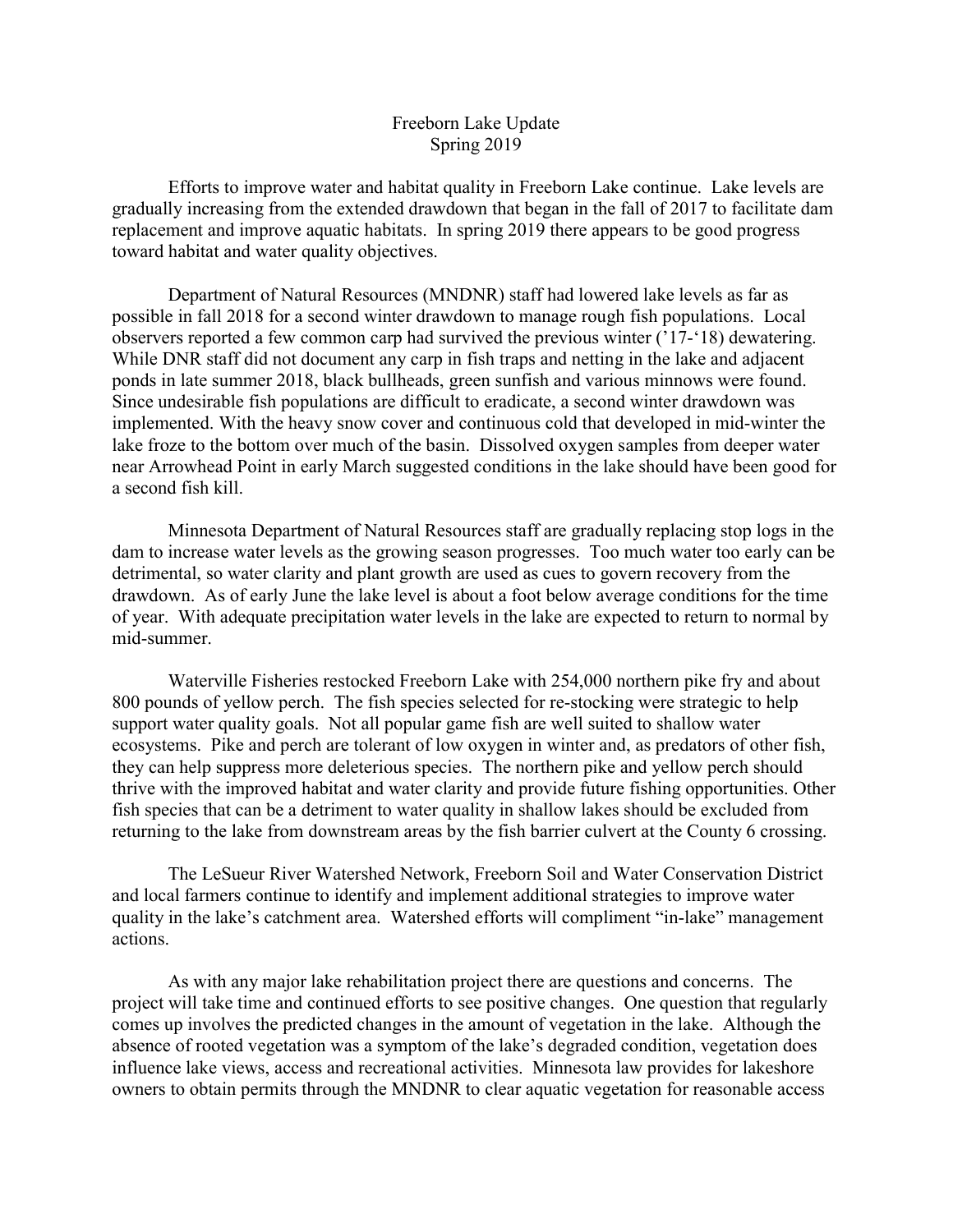# Freeborn Lake Update
## Spring 2019

Efforts to improve water and habitat quality in Freeborn Lake continue. Lake levels are gradually increasing from the extended drawdown that began in the fall of 2017 to facilitate dam replacement and improve aquatic habitats. In spring 2019 there appears to be good progress toward habitat and water quality objectives.

Department of Natural Resources (MNDNR) staff had lowered lake levels as far as possible in fall 2018 for a second winter drawdown to manage rough fish populations. Local observers reported a few common carp had survived the previous winter ('17-'18) dewatering. While DNR staff did not document any carp in fish traps and netting in the lake and adjacent ponds in late summer 2018, black bullheads, green sunfish and various minnows were found. Since undesirable fish populations are difficult to eradicate, a second winter drawdown was implemented. With the heavy snow cover and continuous cold that developed in mid-winter the lake froze to the bottom over much of the basin. Dissolved oxygen samples from deeper water near Arrowhead Point in early March suggested conditions in the lake should have been good for a second fish kill.

Minnesota Department of Natural Resources staff are gradually replacing stop logs in the dam to increase water levels as the growing season progresses. Too much water too early can be detrimental, so water clarity and plant growth are used as cues to govern recovery from the drawdown. As of early June the lake level is about a foot below average conditions for the time of year. With adequate precipitation water levels in the lake are expected to return to normal by mid-summer.

Waterville Fisheries restocked Freeborn Lake with 254,000 northern pike fry and about 800 pounds of yellow perch. The fish species selected for re-stocking were strategic to help support water quality goals. Not all popular game fish are well suited to shallow water ecosystems. Pike and perch are tolerant of low oxygen in winter and, as predators of other fish, they can help suppress more deleterious species. The northern pike and yellow perch should thrive with the improved habitat and water clarity and provide future fishing opportunities. Other fish species that can be a detriment to water quality in shallow lakes should be excluded from returning to the lake from downstream areas by the fish barrier culvert at the County 6 crossing.

The LeSueur River Watershed Network, Freeborn Soil and Water Conservation District and local farmers continue to identify and implement additional strategies to improve water quality in the lake's catchment area. Watershed efforts will compliment "in-lake" management actions.

As with any major lake rehabilitation project there are questions and concerns. The project will take time and continued efforts to see positive changes. One question that regularly comes up involves the predicted changes in the amount of vegetation in the lake. Although the absence of rooted vegetation was a symptom of the lake's degraded condition, vegetation does influence lake views, access and recreational activities. Minnesota law provides for lakeshore owners to obtain permits through the MNDNR to clear aquatic vegetation for reasonable access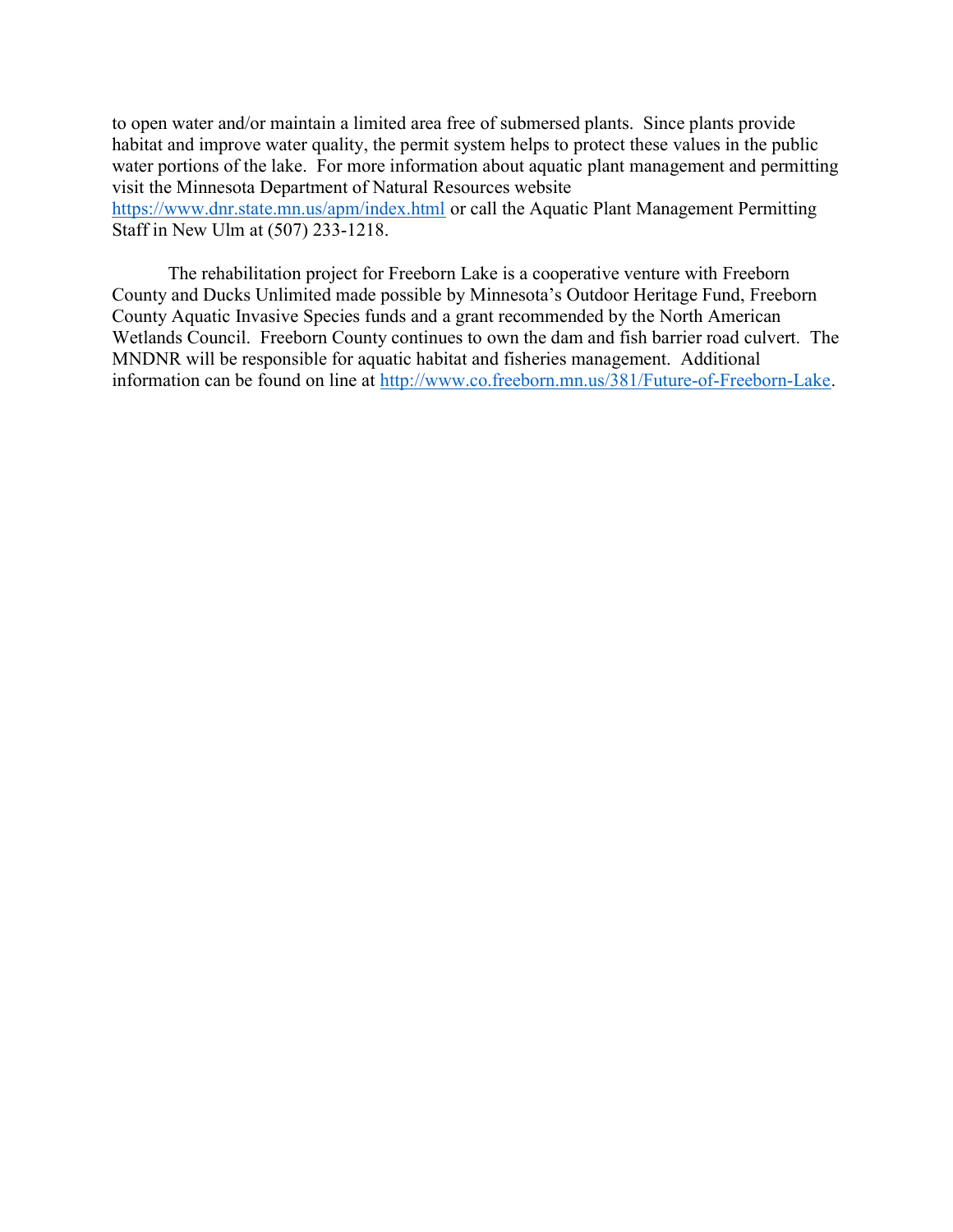to open water and/or maintain a limited area free of submersed plants. Since plants provide habitat and improve water quality, the permit system helps to protect these values in the public water portions of the lake. For more information about aquatic plant management and permitting visit the Minnesota Department of Natural Resources website https://www.dnr.state.mn.us/apm/index.html or call the Aquatic Plant Management Permitting Staff in New Ulm at (507) 233-1218.

The rehabilitation project for Freeborn Lake is a cooperative venture with Freeborn County and Ducks Unlimited made possible by Minnesota's Outdoor Heritage Fund, Freeborn County Aquatic Invasive Species funds and a grant recommended by the North American Wetlands Council. Freeborn County continues to own the dam and fish barrier road culvert. The MNDNR will be responsible for aquatic habitat and fisheries management. Additional information can be found on line at http://www.co.freeborn.mn.us/381/Future-of-Freeborn-Lake.